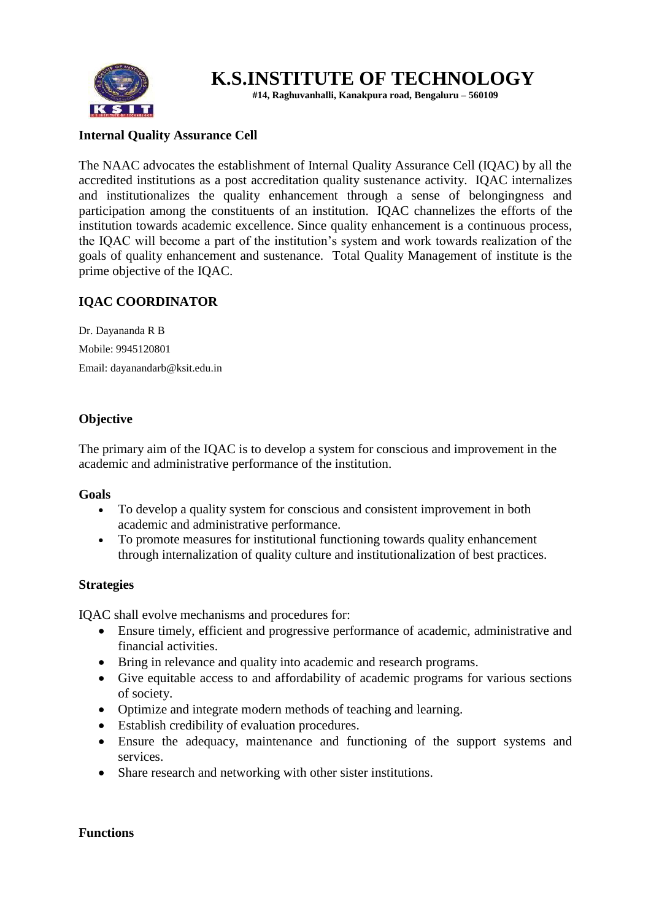# K.S.INSTITUTE OF TECHNOLOGY

**#14, Raghuvanhalli, Kanakpura road, Bengaluru – 560109**

**Internal Quality Assurance Cell**

The NAAC advocates the establishment of Internal Quality Assurance Cell (IQAC) by all the accredited institutions as a post accreditation quality sustenance activity. IQAC internalizes and institutionalizes the quality enhancement through a sense of belongingness and participation among the constituents of an institution. IQAC channelizes the efforts of the institution towards academic excellence. Since quality enhancement is a continuous process, the IQAC will become a part of the institution's system and work towards realization of the goals of quality enhancement and sustenance. Total Quality Management of institute is the prime objective of the IQAC.

## IQAC COORDINATOR

Dr. Dayananda R B

Mobile: 9945120801

Email: dayanandarb@ksit.edu.in

### Objective

The primary aim of the IQAC is to develop a system for conscious and improvement in the academic and administrative performance of the institution.

**Goals**

- To develop a quality system for conscious and consistent improvement in both academic and administrative performance.
- To promote measures for institutional functioning towards quality enhancement through internalization of quality culture and institutionalization of best practices.

### Strategies

IQAC shall evolve mechanisms and procedures for:

- Ensure timely, efficient and progressive performance of academic, administrative and financial activities.
- Bring in relevance and quality into academic and research programs.
- Give equitable access to and affordability of academic programs for various sections of society.
- Optimize and integrate modern methods of teaching and learning.
- Establish credibility of evaluation procedures.
- Ensure the adequacy, maintenance and functioning of the support systems and services.
- Share research and networking with other sister institutions.

### Functions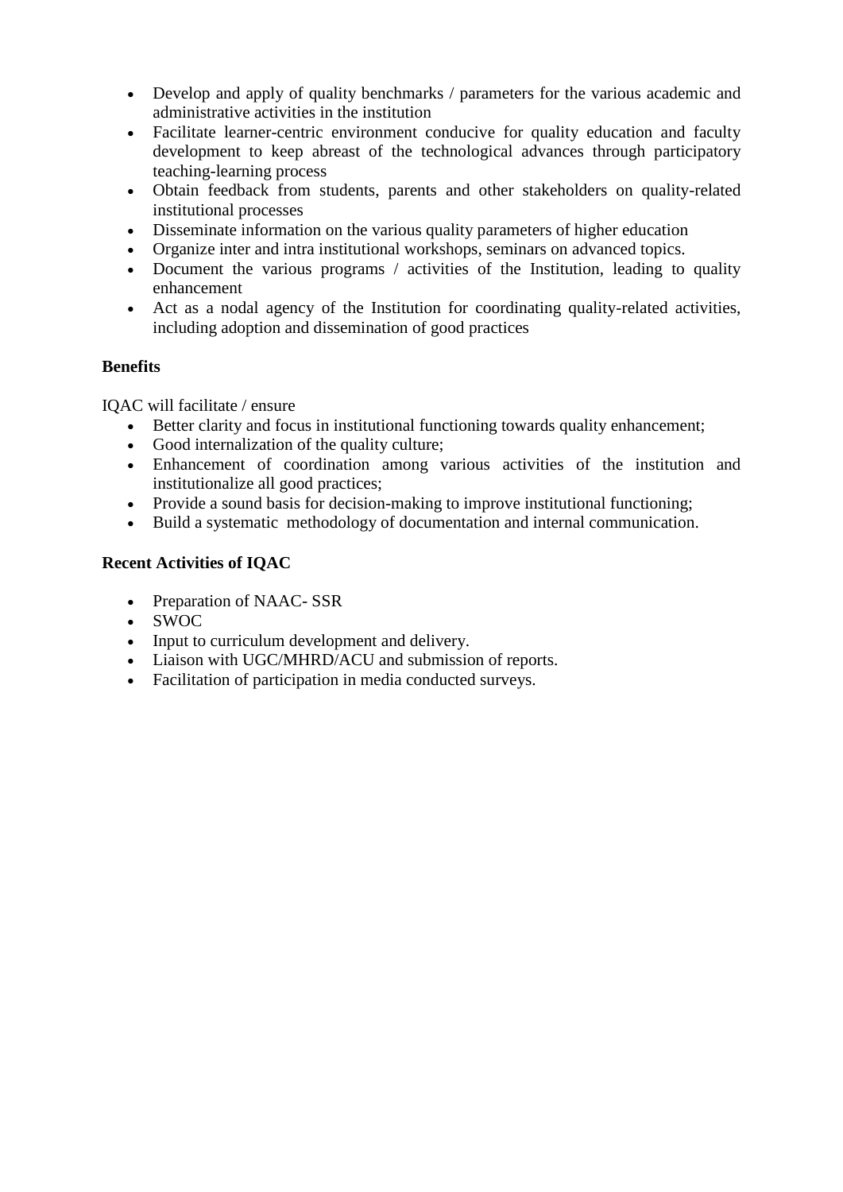- Develop and apply of quality benchmarks / parameters for the various academic and administrative activities in the institution
- Facilitate learner-centric environment conducive for quality education and faculty development to keep abreast of the technological advances through participatory teaching-learning process
- Obtain feedback from students, parents and other stakeholders on quality-related institutional processes
- Disseminate information on the various quality parameters of higher education
- Organize inter and intra institutional workshops, seminars on advanced topics.
- Document the various programs / activities of the Institution, leading to quality enhancement
- Act as a nodal agency of the Institution for coordinating quality-related activities, including adoption and dissemination of good practices

**Benefits**

IQAC will facilitate / ensure

- Better clarity and focus in institutional functioning towards quality enhancement;
- Good internalization of the quality culture;
- Enhancement of coordination among various activities of the institution and institutionalize all good practices;
- Provide a sound basis for decision-making to improve institutional functioning;
- Build a systematic methodology of documentation and internal communication.

**Recent Activities of IQAC**

- Preparation of NAAC- SSR
- SWOC
- Input to curriculum development and delivery.
- Liaison with UGC/MHRD/ACU and submission of reports.
- Facilitation of participation in media conducted surveys.